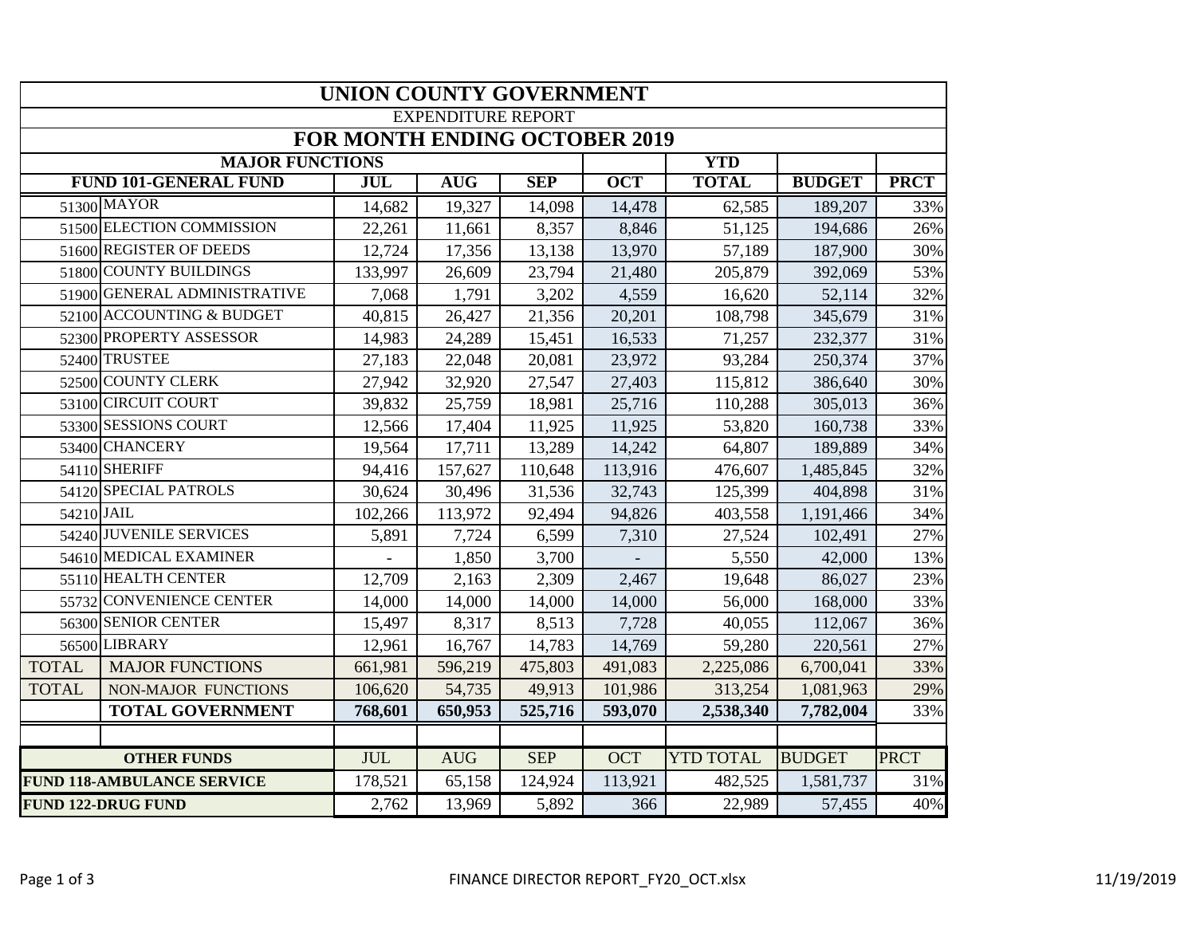# UNION COUNTY GOVERNMENT

EXPENDITURE REPORT

## FOR MONTH ENDING OCTOBER 2019

| MAJOR FUNCTIONS | | | | | | YTD | | |
|---|---|---|---|---|---|---|---|---|
| FUND 101-GENERAL FUND | | JUL | AUG | SEP | OCT | TOTAL | BUDGET | PRCT |
| 51300 | MAYOR | 14,682 | 19,327 | 14,098 | 14,478 | 62,585 | 189,207 | 33% |
| 51500 | ELECTION COMMISSION | 22,261 | 11,661 | 8,357 | 8,846 | 51,125 | 194,686 | 26% |
| 51600 | REGISTER OF DEEDS | 12,724 | 17,356 | 13,138 | 13,970 | 57,189 | 187,900 | 30% |
| 51800 | COUNTY BUILDINGS | 133,997 | 26,609 | 23,794 | 21,480 | 205,879 | 392,069 | 53% |
| 51900 | GENERAL ADMINISTRATIVE | 7,068 | 1,791 | 3,202 | 4,559 | 16,620 | 52,114 | 32% |
| 52100 | ACCOUNTING & BUDGET | 40,815 | 26,427 | 21,356 | 20,201 | 108,798 | 345,679 | 31% |
| 52300 | PROPERTY ASSESSOR | 14,983 | 24,289 | 15,451 | 16,533 | 71,257 | 232,377 | 31% |
| 52400 | TRUSTEE | 27,183 | 22,048 | 20,081 | 23,972 | 93,284 | 250,374 | 37% |
| 52500 | COUNTY CLERK | 27,942 | 32,920 | 27,547 | 27,403 | 115,812 | 386,640 | 30% |
| 53100 | CIRCUIT COURT | 39,832 | 25,759 | 18,981 | 25,716 | 110,288 | 305,013 | 36% |
| 53300 | SESSIONS COURT | 12,566 | 17,404 | 11,925 | 11,925 | 53,820 | 160,738 | 33% |
| 53400 | CHANCERY | 19,564 | 17,711 | 13,289 | 14,242 | 64,807 | 189,889 | 34% |
| 54110 | SHERIFF | 94,416 | 157,627 | 110,648 | 113,916 | 476,607 | 1,485,845 | 32% |
| 54120 | SPECIAL PATROLS | 30,624 | 30,496 | 31,536 | 32,743 | 125,399 | 404,898 | 31% |
| 54210 | JAIL | 102,266 | 113,972 | 92,494 | 94,826 | 403,558 | 1,191,466 | 34% |
| 54240 | JUVENILE SERVICES | 5,891 | 7,724 | 6,599 | 7,310 | 27,524 | 102,491 | 27% |
| 54610 | MEDICAL EXAMINER | - | 1,850 | 3,700 | - | 5,550 | 42,000 | 13% |
| 55110 | HEALTH CENTER | 12,709 | 2,163 | 2,309 | 2,467 | 19,648 | 86,027 | 23% |
| 55732 | CONVENIENCE CENTER | 14,000 | 14,000 | 14,000 | 14,000 | 56,000 | 168,000 | 33% |
| 56300 | SENIOR CENTER | 15,497 | 8,317 | 8,513 | 7,728 | 40,055 | 112,067 | 36% |
| 56500 | LIBRARY | 12,961 | 16,767 | 14,783 | 14,769 | 59,280 | 220,561 | 27% |
| TOTAL | MAJOR FUNCTIONS | 661,981 | 596,219 | 475,803 | 491,083 | 2,225,086 | 6,700,041 | 33% |
| TOTAL | NON-MAJOR FUNCTIONS | 106,620 | 54,735 | 49,913 | 101,986 | 313,254 | 1,081,963 | 29% |
| | **TOTAL GOVERNMENT** | **768,601** | **650,953** | **525,716** | **593,070** | **2,538,340** | **7,782,004** | 33% |

| OTHER FUNDS | JUL | AUG | SEP | OCT | YTD TOTAL | BUDGET | PRCT |
|---|---|---|---|---|---|---|---|
| **FUND 118-AMBULANCE SERVICE** | 178,521 | 65,158 | 124,924 | 113,921 | 482,525 | 1,581,737 | 31% |
| **FUND 122-DRUG FUND** | 2,762 | 13,969 | 5,892 | 366 | 22,989 | 57,455 | 40% |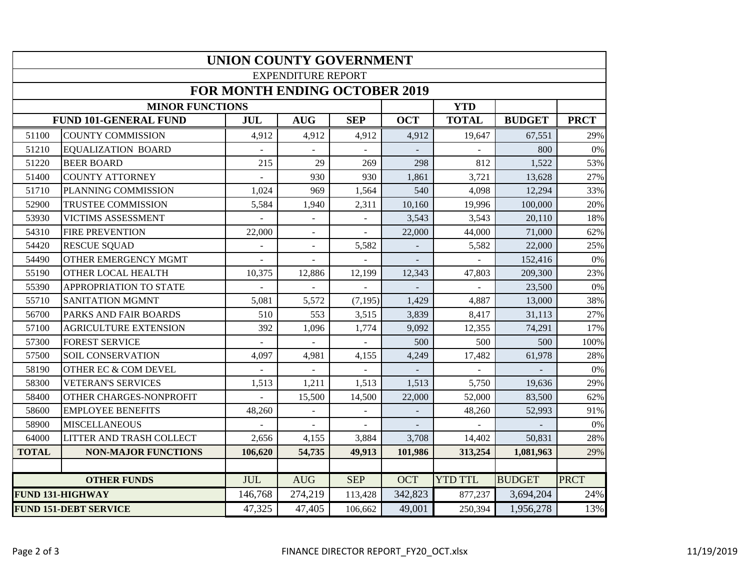# UNION COUNTY GOVERNMENT

EXPENDITURE REPORT

## FOR MONTH ENDING OCTOBER 2019

| MINOR FUNCTIONS | | | | | | YTD | | |
|---|---|---|---|---|---|---|---|---|
| FUND 101-GENERAL FUND | | JUL | AUG | SEP | OCT | TOTAL | BUDGET | PRCT |
| 51100 | COUNTY COMMISSION | 4,912 | 4,912 | 4,912 | 4,912 | 19,647 | 67,551 | 29% |
| 51210 | EQUALIZATION BOARD | - | - | - | - | - | 800 | 0% |
| 51220 | BEER BOARD | 215 | 29 | 269 | 298 | 812 | 1,522 | 53% |
| 51400 | COUNTY ATTORNEY | - | 930 | 930 | 1,861 | 3,721 | 13,628 | 27% |
| 51710 | PLANNING COMMISSION | 1,024 | 969 | 1,564 | 540 | 4,098 | 12,294 | 33% |
| 52900 | TRUSTEE COMMISSION | 5,584 | 1,940 | 2,311 | 10,160 | 19,996 | 100,000 | 20% |
| 53930 | VICTIMS ASSESSMENT | - | - | - | 3,543 | 3,543 | 20,110 | 18% |
| 54310 | FIRE PREVENTION | 22,000 | - | - | 22,000 | 44,000 | 71,000 | 62% |
| 54420 | RESCUE SQUAD | - | - | 5,582 | - | 5,582 | 22,000 | 25% |
| 54490 | OTHER EMERGENCY MGMT | - | - | - | - | - | 152,416 | 0% |
| 55190 | OTHER LOCAL HEALTH | 10,375 | 12,886 | 12,199 | 12,343 | 47,803 | 209,300 | 23% |
| 55390 | APPROPRIATION TO STATE | - | - | - | - | - | 23,500 | 0% |
| 55710 | SANITATION MGMNT | 5,081 | 5,572 | (7,195) | 1,429 | 4,887 | 13,000 | 38% |
| 56700 | PARKS AND FAIR BOARDS | 510 | 553 | 3,515 | 3,839 | 8,417 | 31,113 | 27% |
| 57100 | AGRICULTURE EXTENSION | 392 | 1,096 | 1,774 | 9,092 | 12,355 | 74,291 | 17% |
| 57300 | FOREST SERVICE | - | - | - | 500 | 500 | 500 | 100% |
| 57500 | SOIL CONSERVATION | 4,097 | 4,981 | 4,155 | 4,249 | 17,482 | 61,978 | 28% |
| 58190 | OTHER EC & COM DEVEL | - | - | - | - | - | - | 0% |
| 58300 | VETERAN'S SERVICES | 1,513 | 1,211 | 1,513 | 1,513 | 5,750 | 19,636 | 29% |
| 58400 | OTHER CHARGES-NONPROFIT | - | 15,500 | 14,500 | 22,000 | 52,000 | 83,500 | 62% |
| 58600 | EMPLOYEE BENEFITS | 48,260 | - | - | - | 48,260 | 52,993 | 91% |
| 58900 | MISCELLANEOUS | - | - | - | - | - | - | 0% |
| 64000 | LITTER AND TRASH COLLECT | 2,656 | 4,155 | 3,884 | 3,708 | 14,402 | 50,831 | 28% |
| **TOTAL** | **NON-MAJOR FUNCTIONS** | **106,620** | **54,735** | **49,913** | **101,986** | **313,254** | **1,081,963** | 29% |
| | | | | | | | | |
| **OTHER FUNDS** | | JUL | AUG | SEP | OCT | YTD TTL | BUDGET | PRCT |
| **FUND 131-HIGHWAY** | | 146,768 | 274,219 | 113,428 | 342,823 | 877,237 | 3,694,204 | 24% |
| **FUND 151-DEBT SERVICE** | | 47,325 | 47,405 | 106,662 | 49,001 | 250,394 | 1,956,278 | 13% |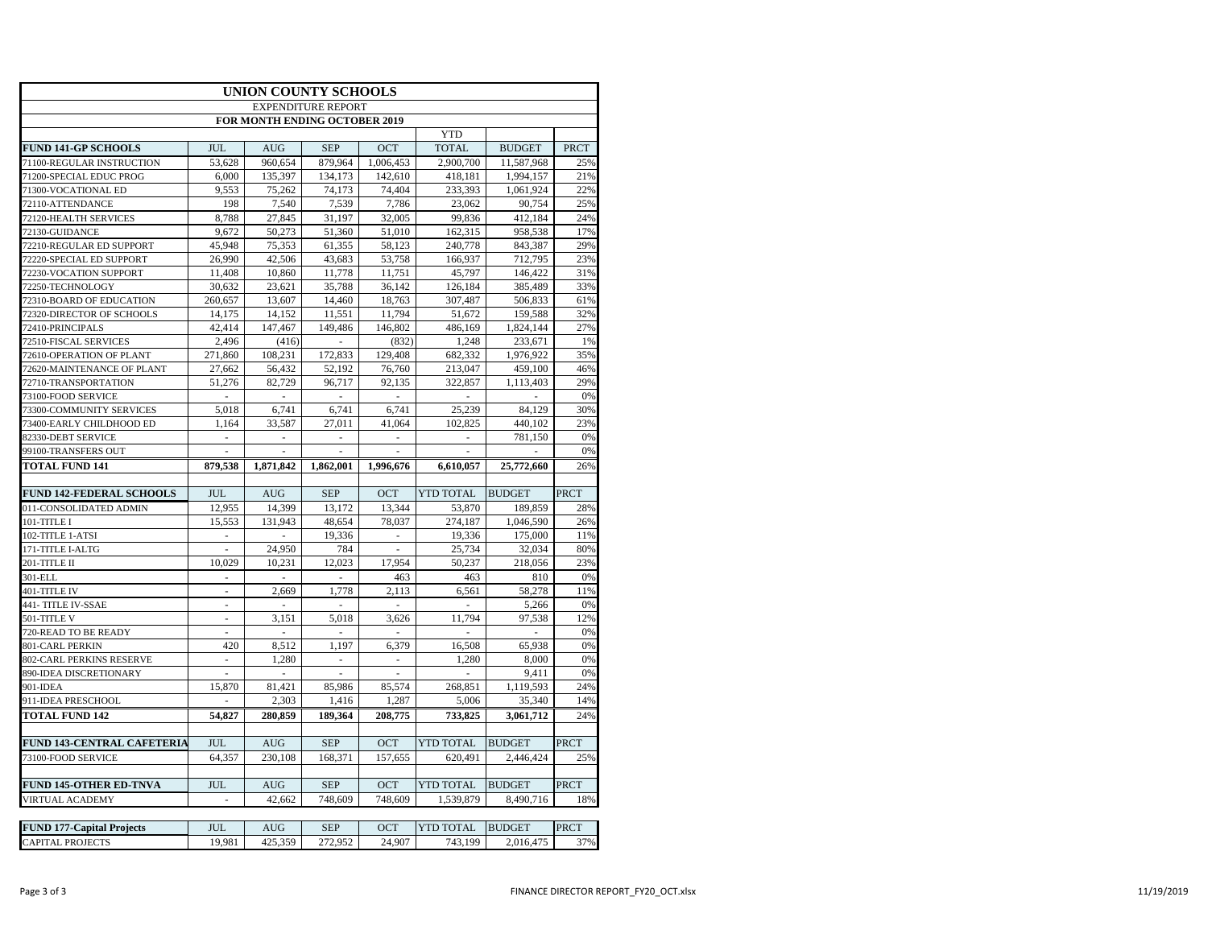# UNION COUNTY SCHOOLS

EXPENDITURE REPORT

**FOR MONTH ENDING OCTOBER 2019**

| FUND 141-GP SCHOOLS | JUL | AUG | SEP | OCT | YTD TOTAL | BUDGET | PRCT |
|---|---|---|---|---|---|---|---|
| 71100-REGULAR INSTRUCTION | 53,628 | 960,654 | 879,964 | 1,006,453 | 2,900,700 | 11,587,968 | 25% |
| 71200-SPECIAL EDUC PROG | 6,000 | 135,397 | 134,173 | 142,610 | 418,181 | 1,994,157 | 21% |
| 71300-VOCATIONAL ED | 9,553 | 75,262 | 74,173 | 74,404 | 233,393 | 1,061,924 | 22% |
| 72110-ATTENDANCE | 198 | 7,540 | 7,539 | 7,786 | 23,062 | 90,754 | 25% |
| 72120-HEALTH SERVICES | 8,788 | 27,845 | 31,197 | 32,005 | 99,836 | 412,184 | 24% |
| 72130-GUIDANCE | 9,672 | 50,273 | 51,360 | 51,010 | 162,315 | 958,538 | 17% |
| 72210-REGULAR ED SUPPORT | 45,948 | 75,353 | 61,355 | 58,123 | 240,778 | 843,387 | 29% |
| 72220-SPECIAL ED SUPPORT | 26,990 | 42,506 | 43,683 | 53,758 | 166,937 | 712,795 | 23% |
| 72230-VOCATION SUPPORT | 11,408 | 10,860 | 11,778 | 11,751 | 45,797 | 146,422 | 31% |
| 72250-TECHNOLOGY | 30,632 | 23,621 | 35,788 | 36,142 | 126,184 | 385,489 | 33% |
| 72310-BOARD OF EDUCATION | 260,657 | 13,607 | 14,460 | 18,763 | 307,487 | 506,833 | 61% |
| 72320-DIRECTOR OF SCHOOLS | 14,175 | 14,152 | 11,551 | 11,794 | 51,672 | 159,588 | 32% |
| 72410-PRINCIPALS | 42,414 | 147,467 | 149,486 | 146,802 | 486,169 | 1,824,144 | 27% |
| 72510-FISCAL SERVICES | 2,496 | (416) | - | (832) | 1,248 | 233,671 | 1% |
| 72610-OPERATION OF PLANT | 271,860 | 108,231 | 172,833 | 129,408 | 682,332 | 1,976,922 | 35% |
| 72620-MAINTENANCE OF PLANT | 27,662 | 56,432 | 52,192 | 76,760 | 213,047 | 459,100 | 46% |
| 72710-TRANSPORTATION | 51,276 | 82,729 | 96,717 | 92,135 | 322,857 | 1,113,403 | 29% |
| 73100-FOOD SERVICE | - | - | - | - | - | - | 0% |
| 73300-COMMUNITY SERVICES | 5,018 | 6,741 | 6,741 | 6,741 | 25,239 | 84,129 | 30% |
| 73400-EARLY CHILDHOOD ED | 1,164 | 33,587 | 27,011 | 41,064 | 102,825 | 440,102 | 23% |
| 82330-DEBT SERVICE | - | - | - | - | - | 781,150 | 0% |
| 99100-TRANSFERS OUT | - | - | - | - | - | - | 0% |
| **TOTAL FUND 141** | **879,538** | **1,871,842** | **1,862,001** | **1,996,676** | **6,610,057** | **25,772,660** | 26% |

| FUND 142-FEDERAL SCHOOLS | JUL | AUG | SEP | OCT | YTD TOTAL | BUDGET | PRCT |
|---|---|---|---|---|---|---|---|
| 011-CONSOLIDATED ADMIN | 12,955 | 14,399 | 13,172 | 13,344 | 53,870 | 189,859 | 28% |
| 101-TITLE I | 15,553 | 131,943 | 48,654 | 78,037 | 274,187 | 1,046,590 | 26% |
| 102-TITLE 1-ATSI | - | - | 19,336 | - | 19,336 | 175,000 | 11% |
| 171-TITLE I-ALTG | - | 24,950 | 784 | - | 25,734 | 32,034 | 80% |
| 201-TITLE II | 10,029 | 10,231 | 12,023 | 17,954 | 50,237 | 218,056 | 23% |
| 301-ELL | - | - | - | 463 | 463 | 810 | 0% |
| 401-TITLE IV | - | 2,669 | 1,778 | 2,113 | 6,561 | 58,278 | 11% |
| 441- TITLE IV-SSAE | - | - | - | - | - | 5,266 | 0% |
| 501-TITLE V | - | 3,151 | 5,018 | 3,626 | 11,794 | 97,538 | 12% |
| 720-READ TO BE READY | - | - | - | - | - | - | 0% |
| 801-CARL PERKIN | 420 | 8,512 | 1,197 | 6,379 | 16,508 | 65,938 | 0% |
| 802-CARL PERKINS RESERVE | - | 1,280 | - | - | 1,280 | 8,000 | 0% |
| 890-IDEA DISCRETIONARY | - | - | - | - | - | 9,411 | 0% |
| 901-IDEA | 15,870 | 81,421 | 85,986 | 85,574 | 268,851 | 1,119,593 | 24% |
| 911-IDEA PRESCHOOL | - | 2,303 | 1,416 | 1,287 | 5,006 | 35,340 | 14% |
| **TOTAL FUND 142** | **54,827** | **280,859** | **189,364** | **208,775** | **733,825** | **3,061,712** | 24% |

| FUND 143-CENTRAL CAFETERIA | JUL | AUG | SEP | OCT | YTD TOTAL | BUDGET | PRCT |
|---|---|---|---|---|---|---|---|
| 73100-FOOD SERVICE | 64,357 | 230,108 | 168,371 | 157,655 | 620,491 | 2,446,424 | 25% |

| FUND 145-OTHER ED-TNVA | JUL | AUG | SEP | OCT | YTD TOTAL | BUDGET | PRCT |
|---|---|---|---|---|---|---|---|
| VIRTUAL ACADEMY | - | 42,662 | 748,609 | 748,609 | 1,539,879 | 8,490,716 | 18% |

| FUND 177-Capital Projects | JUL | AUG | SEP | OCT | YTD TOTAL | BUDGET | PRCT |
|---|---|---|---|---|---|---|---|
| CAPITAL PROJECTS | 19,981 | 425,359 | 272,952 | 24,907 | 743,199 | 2,016,475 | 37% |